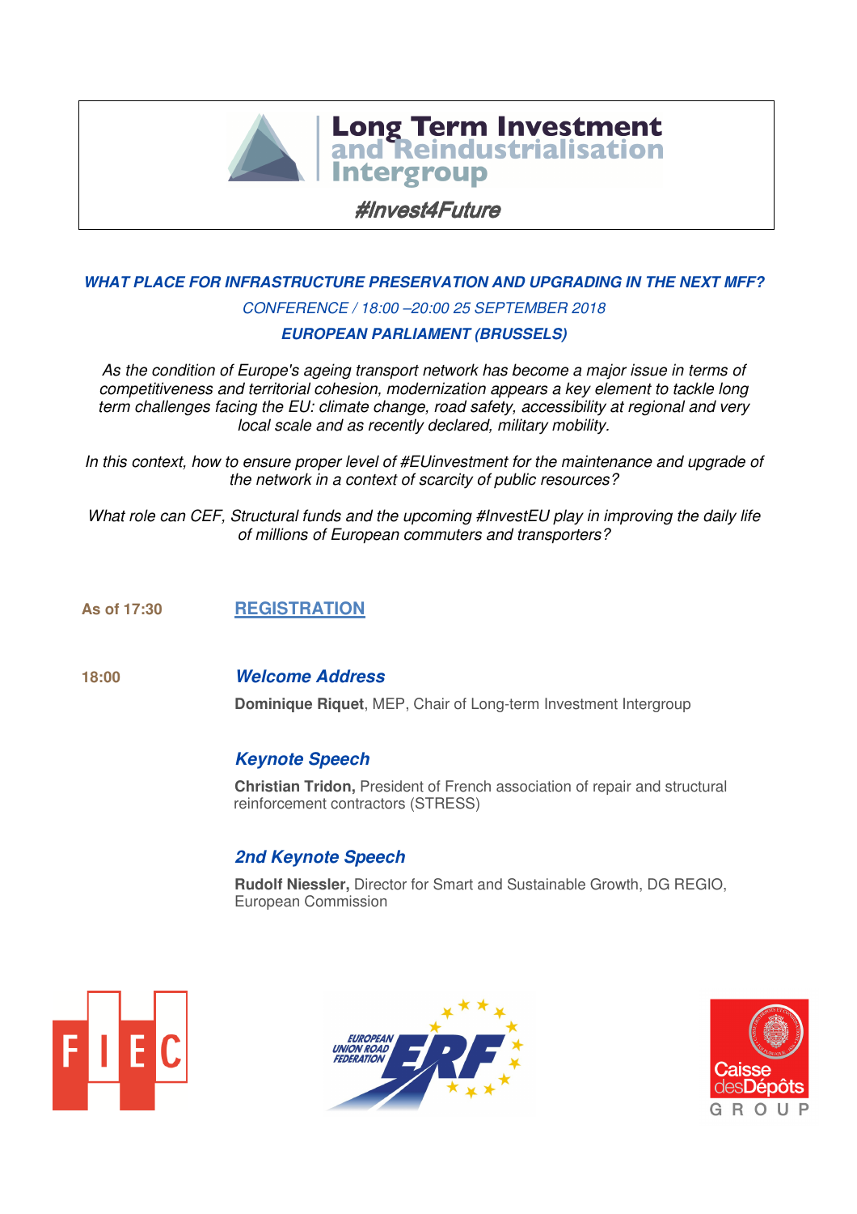# Long Term Investment and Reindustrialisation Intergroup

***#Invest4Future***

## *WHAT PLACE FOR INFRASTRUCTURE PRESERVATION AND UPGRADING IN THE NEXT MFF?*

*CONFERENCE / 18:00 –20:00 25 SEPTEMBER 2018*

***EUROPEAN PARLIAMENT (BRUSSELS)***

*As the condition of Europe's ageing transport network has become a major issue in terms of competitiveness and territorial cohesion, modernization appears a key element to tackle long term challenges facing the EU: climate change, road safety, accessibility at regional and very local scale and as recently declared, military mobility.*

*In this context, how to ensure proper level of #EUinvestment for the maintenance and upgrade of the network in a context of scarcity of public resources?*

*What role can CEF, Structural funds and the upcoming #InvestEU play in improving the daily life of millions of European commuters and transporters?*

**As of 17:30** **REGISTRATION**

**18:00** ***Welcome Address***

**Dominique Riquet**, MEP, Chair of Long-term Investment Intergroup

***Keynote Speech***

**Christian Tridon,** President of French association of repair and structural reinforcement contractors (STRESS)

***2nd Keynote Speech***

**Rudolf Niessler,** Director for Smart and Sustainable Growth, DG REGIO, European Commission

FIEC

EUROPEAN UNION ROAD FEDERATION ERF

Caisse desDépôts GROUP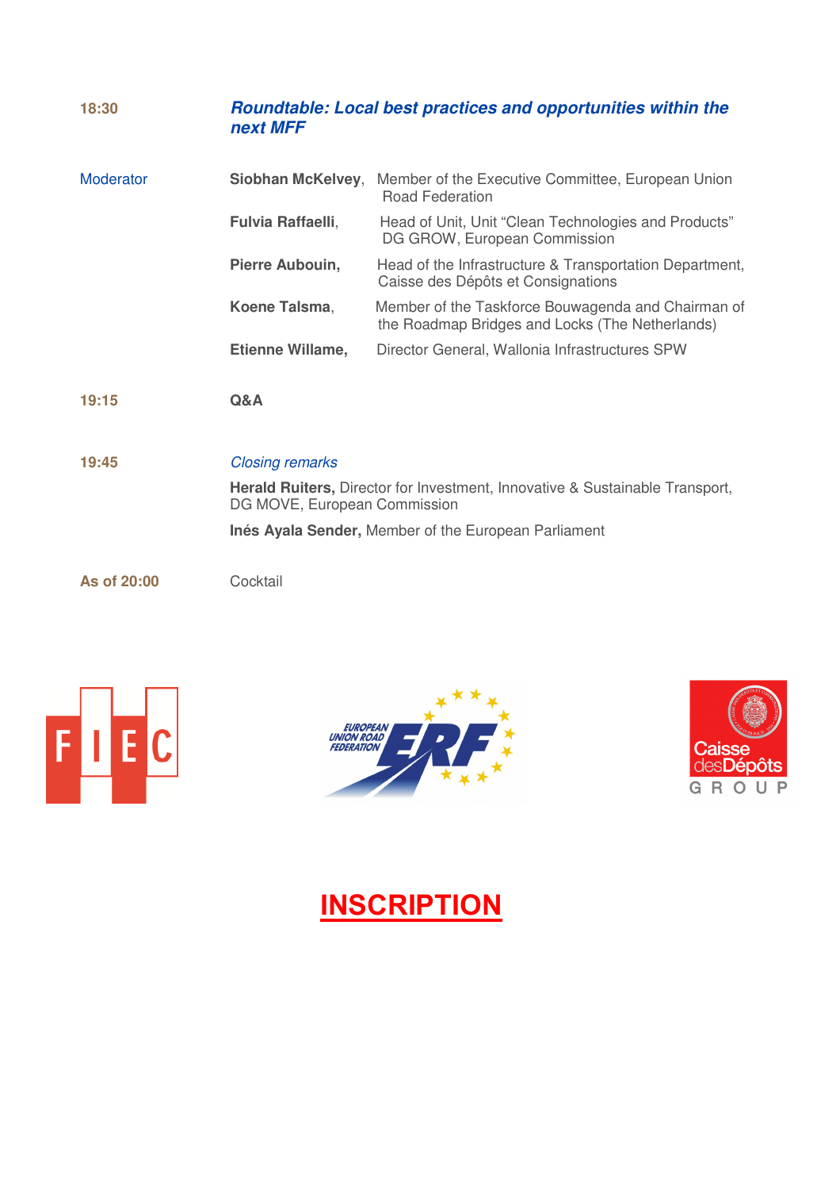**18:30** ***Roundtable: Local best practices and opportunities within the next MFF***

Moderator

**Siobhan McKelvey**, Member of the Executive Committee, European Union Road Federation

**Fulvia Raffaelli**, Head of Unit, Unit "Clean Technologies and Products" DG GROW, European Commission

**Pierre Aubouin,** Head of the Infrastructure & Transportation Department, Caisse des Dépôts et Consignations

**Koene Talsma**, Member of the Taskforce Bouwagenda and Chairman of the Roadmap Bridges and Locks (The Netherlands)

**Etienne Willame,** Director General, Wallonia Infrastructures SPW

**19:15** **Q&A**

**19:45** *Closing remarks*

**Herald Ruiters,** Director for Investment, Innovative & Sustainable Transport, DG MOVE, European Commission

**Inés Ayala Sender,** Member of the European Parliament

**As of 20:00** Cocktail

FIEC

EUROPEAN UNION ROAD FEDERATION ERF

Caisse desDépôts GROUP

**INSCRIPTION**